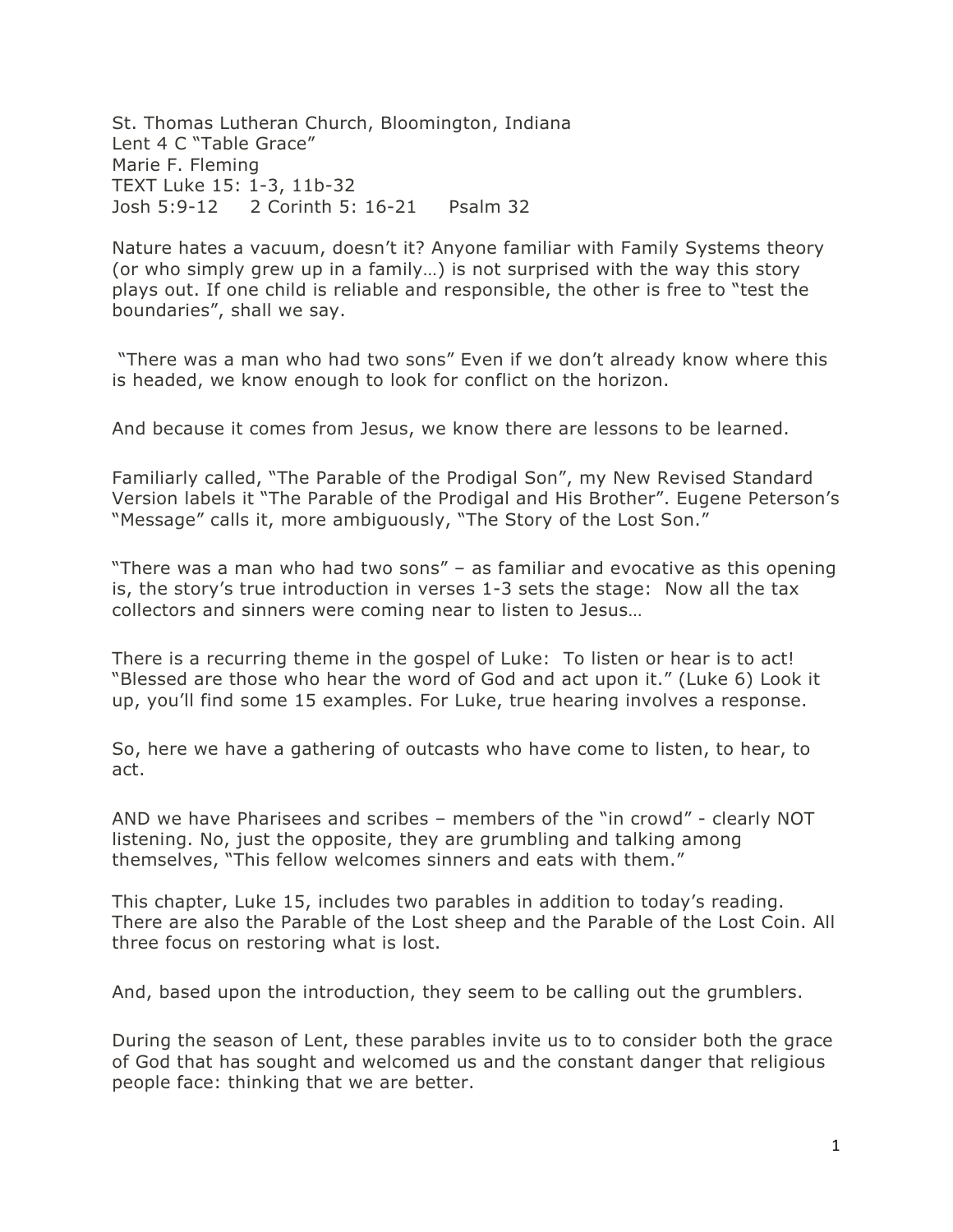St. Thomas Lutheran Church, Bloomington, Indiana
Lent 4 C "Table Grace"
Marie F. Fleming
TEXT Luke 15: 1-3, 11b-32
Josh 5:9-12 2 Corinth 5: 16-21 Psalm 32

Nature hates a vacuum, doesn't it? Anyone familiar with Family Systems theory (or who simply grew up in a family…) is not surprised with the way this story plays out. If one child is reliable and responsible, the other is free to "test the boundaries", shall we say.

"There was a man who had two sons" Even if we don't already know where this is headed, we know enough to look for conflict on the horizon.

And because it comes from Jesus, we know there are lessons to be learned.

Familiarly called, "The Parable of the Prodigal Son", my New Revised Standard Version labels it "The Parable of the Prodigal and His Brother". Eugene Peterson's "Message" calls it, more ambiguously, "The Story of the Lost Son."

"There was a man who had two sons" – as familiar and evocative as this opening is, the story's true introduction in verses 1-3 sets the stage: Now all the tax collectors and sinners were coming near to listen to Jesus…

There is a recurring theme in the gospel of Luke: To listen or hear is to act! "Blessed are those who hear the word of God and act upon it." (Luke 6) Look it up, you'll find some 15 examples. For Luke, true hearing involves a response.

So, here we have a gathering of outcasts who have come to listen, to hear, to act.

AND we have Pharisees and scribes – members of the "in crowd" - clearly NOT listening. No, just the opposite, they are grumbling and talking among themselves, "This fellow welcomes sinners and eats with them."

This chapter, Luke 15, includes two parables in addition to today's reading. There are also the Parable of the Lost sheep and the Parable of the Lost Coin. All three focus on restoring what is lost.

And, based upon the introduction, they seem to be calling out the grumblers.

During the season of Lent, these parables invite us to to consider both the grace of God that has sought and welcomed us and the constant danger that religious people face: thinking that we are better.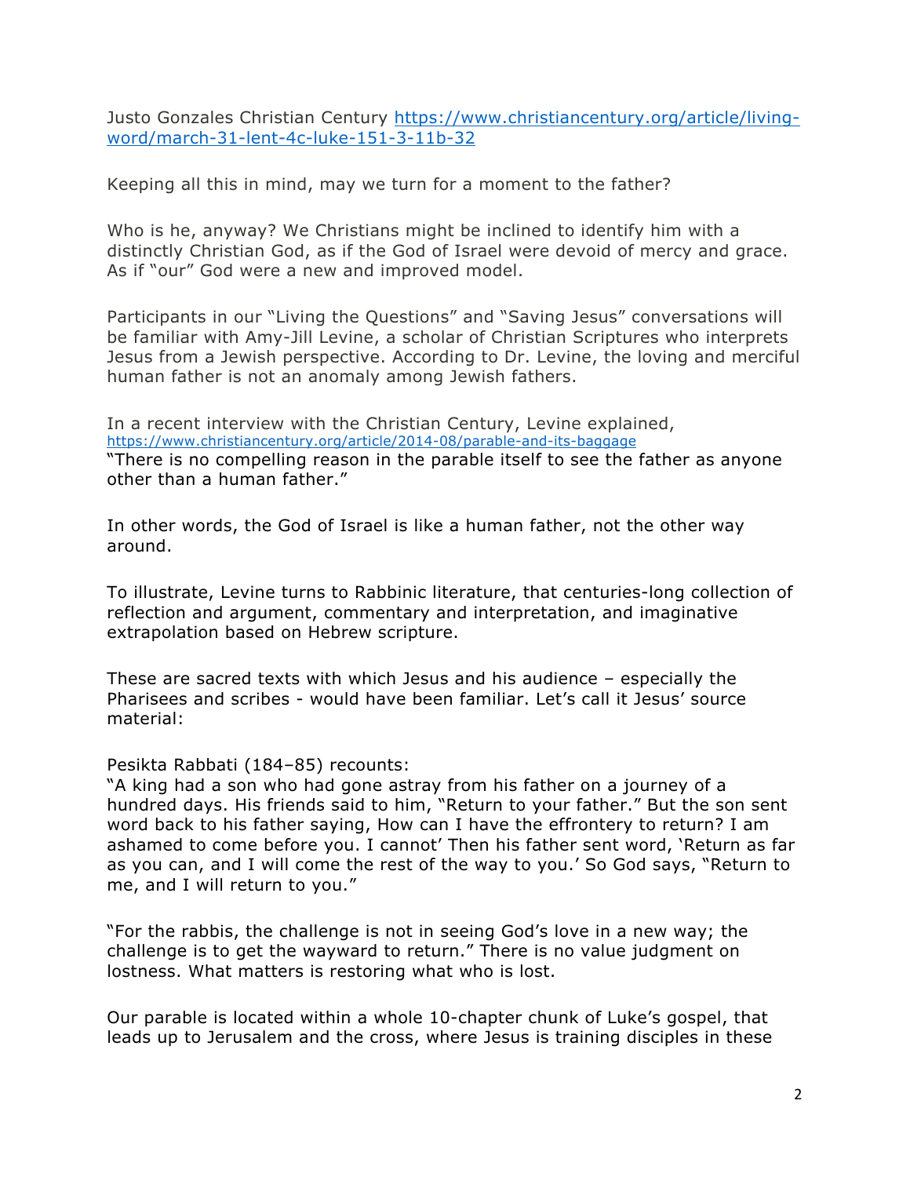Justo Gonzales Christian Century https://www.christiancentury.org/article/living-word/march-31-lent-4c-luke-151-3-11b-32

Keeping all this in mind, may we turn for a moment to the father?

Who is he, anyway? We Christians might be inclined to identify him with a distinctly Christian God, as if the God of Israel were devoid of mercy and grace. As if "our" God were a new and improved model.

Participants in our "Living the Questions" and "Saving Jesus" conversations will be familiar with Amy-Jill Levine, a scholar of Christian Scriptures who interprets Jesus from a Jewish perspective. According to Dr. Levine, the loving and merciful human father is not an anomaly among Jewish fathers.

In a recent interview with the Christian Century, Levine explained, https://www.christiancentury.org/article/2014-08/parable-and-its-baggage
"There is no compelling reason in the parable itself to see the father as anyone other than a human father."

In other words, the God of Israel is like a human father, not the other way around.

To illustrate, Levine turns to Rabbinic literature, that centuries-long collection of reflection and argument, commentary and interpretation, and imaginative extrapolation based on Hebrew scripture.

These are sacred texts with which Jesus and his audience – especially the Pharisees and scribes - would have been familiar. Let's call it Jesus' source material:

Pesikta Rabbati (184–85) recounts:
"A king had a son who had gone astray from his father on a journey of a hundred days. His friends said to him, "Return to your father." But the son sent word back to his father saying, How can I have the effrontery to return? I am ashamed to come before you. I cannot' Then his father sent word, 'Return as far as you can, and I will come the rest of the way to you.' So God says, "Return to me, and I will return to you."

"For the rabbis, the challenge is not in seeing God's love in a new way; the challenge is to get the wayward to return." There is no value judgment on lostness. What matters is restoring what who is lost.

Our parable is located within a whole 10-chapter chunk of Luke's gospel, that leads up to Jerusalem and the cross, where Jesus is training disciples in these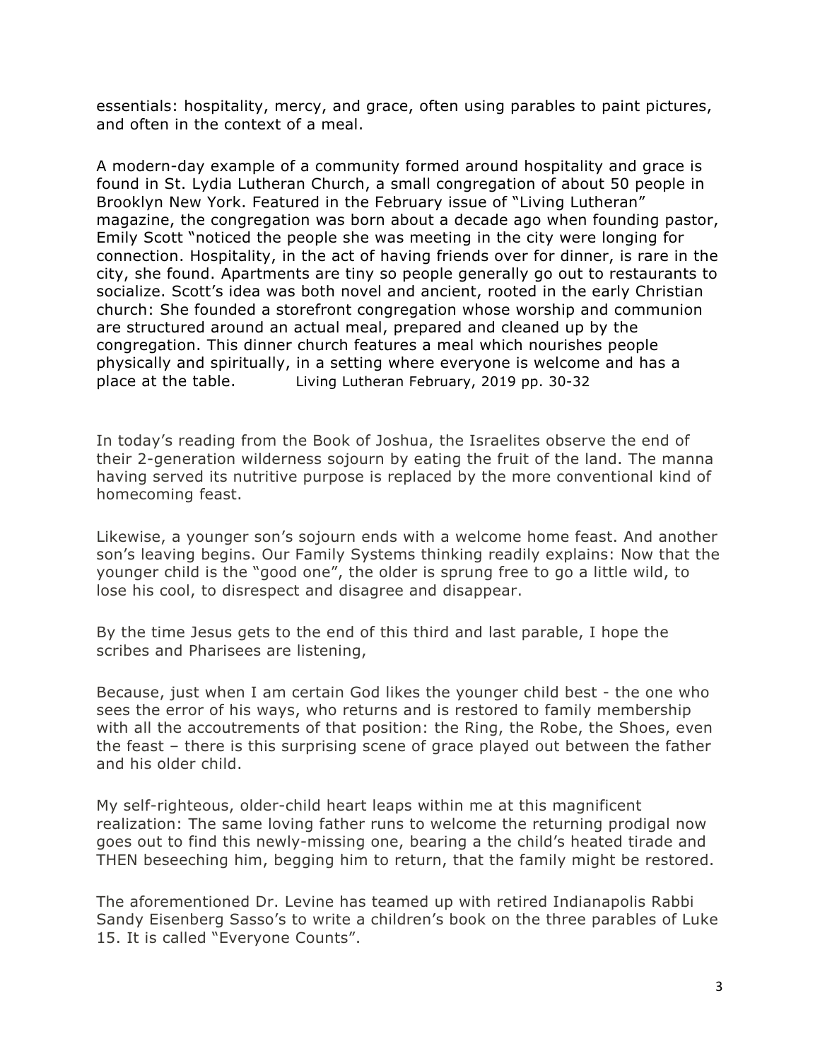essentials: hospitality, mercy, and grace, often using parables to paint pictures, and often in the context of a meal.

A modern-day example of a community formed around hospitality and grace is found in St. Lydia Lutheran Church, a small congregation of about 50 people in Brooklyn New York. Featured in the February issue of "Living Lutheran" magazine, the congregation was born about a decade ago when founding pastor, Emily Scott "noticed the people she was meeting in the city were longing for connection. Hospitality, in the act of having friends over for dinner, is rare in the city, she found. Apartments are tiny so people generally go out to restaurants to socialize. Scott's idea was both novel and ancient, rooted in the early Christian church: She founded a storefront congregation whose worship and communion are structured around an actual meal, prepared and cleaned up by the congregation. This dinner church features a meal which nourishes people physically and spiritually, in a setting where everyone is welcome and has a place at the table.      Living Lutheran February, 2019 pp. 30-32

In today's reading from the Book of Joshua, the Israelites observe the end of their 2-generation wilderness sojourn by eating the fruit of the land. The manna having served its nutritive purpose is replaced by the more conventional kind of homecoming feast.

Likewise, a younger son's sojourn ends with a welcome home feast. And another son's leaving begins. Our Family Systems thinking readily explains: Now that the younger child is the "good one", the older is sprung free to go a little wild, to lose his cool, to disrespect and disagree and disappear.

By the time Jesus gets to the end of this third and last parable, I hope the scribes and Pharisees are listening,

Because, just when I am certain God likes the younger child best - the one who sees the error of his ways, who returns and is restored to family membership with all the accoutrements of that position: the Ring, the Robe, the Shoes, even the feast – there is this surprising scene of grace played out between the father and his older child.

My self-righteous, older-child heart leaps within me at this magnificent realization: The same loving father runs to welcome the returning prodigal now goes out to find this newly-missing one, bearing a the child's heated tirade and THEN beseeching him, begging him to return, that the family might be restored.

The aforementioned Dr. Levine has teamed up with retired Indianapolis Rabbi Sandy Eisenberg Sasso's to write a children's book on the three parables of Luke 15. It is called "Everyone Counts".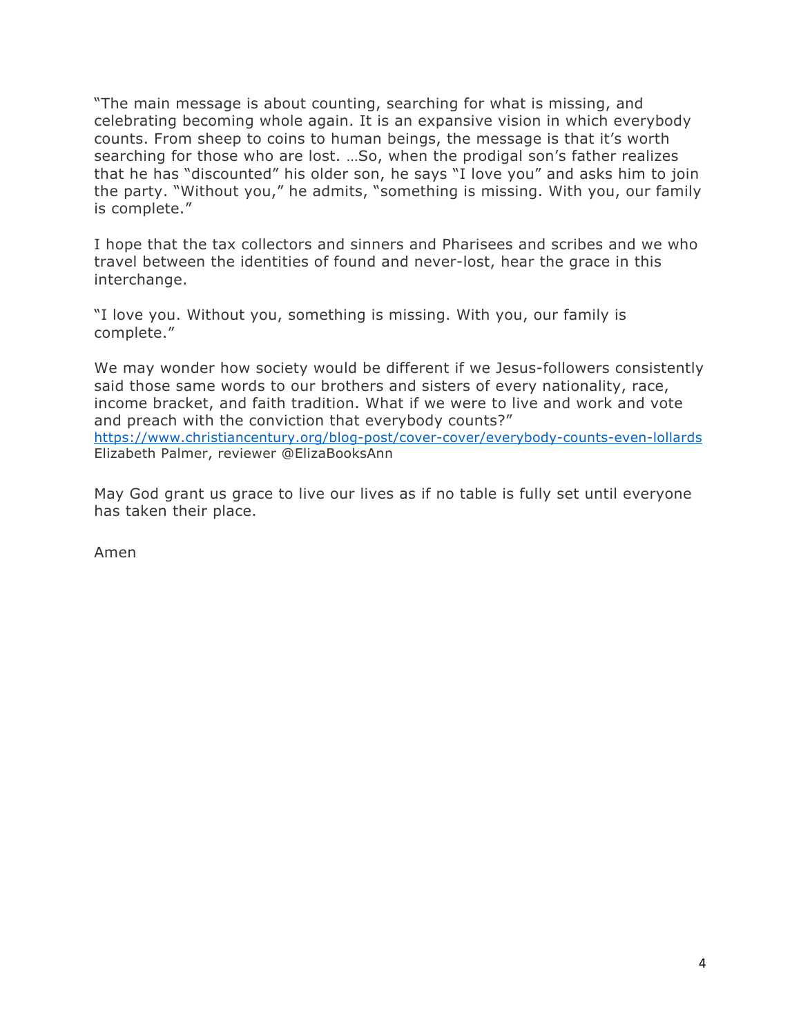"The main message is about counting, searching for what is missing, and celebrating becoming whole again. It is an expansive vision in which everybody counts. From sheep to coins to human beings, the message is that it's worth searching for those who are lost. …So, when the prodigal son's father realizes that he has "discounted" his older son, he says "I love you" and asks him to join the party. "Without you," he admits, "something is missing. With you, our family is complete."

I hope that the tax collectors and sinners and Pharisees and scribes and we who travel between the identities of found and never-lost, hear the grace in this interchange.

"I love you. Without you, something is missing. With you, our family is complete."

We may wonder how society would be different if we Jesus-followers consistently said those same words to our brothers and sisters of every nationality, race, income bracket, and faith tradition. What if we were to live and work and vote and preach with the conviction that everybody counts?"
https://www.christiancentury.org/blog-post/cover-cover/everybody-counts-even-lollards
Elizabeth Palmer, reviewer @ElizaBooksAnn

May God grant us grace to live our lives as if no table is fully set until everyone has taken their place.

Amen